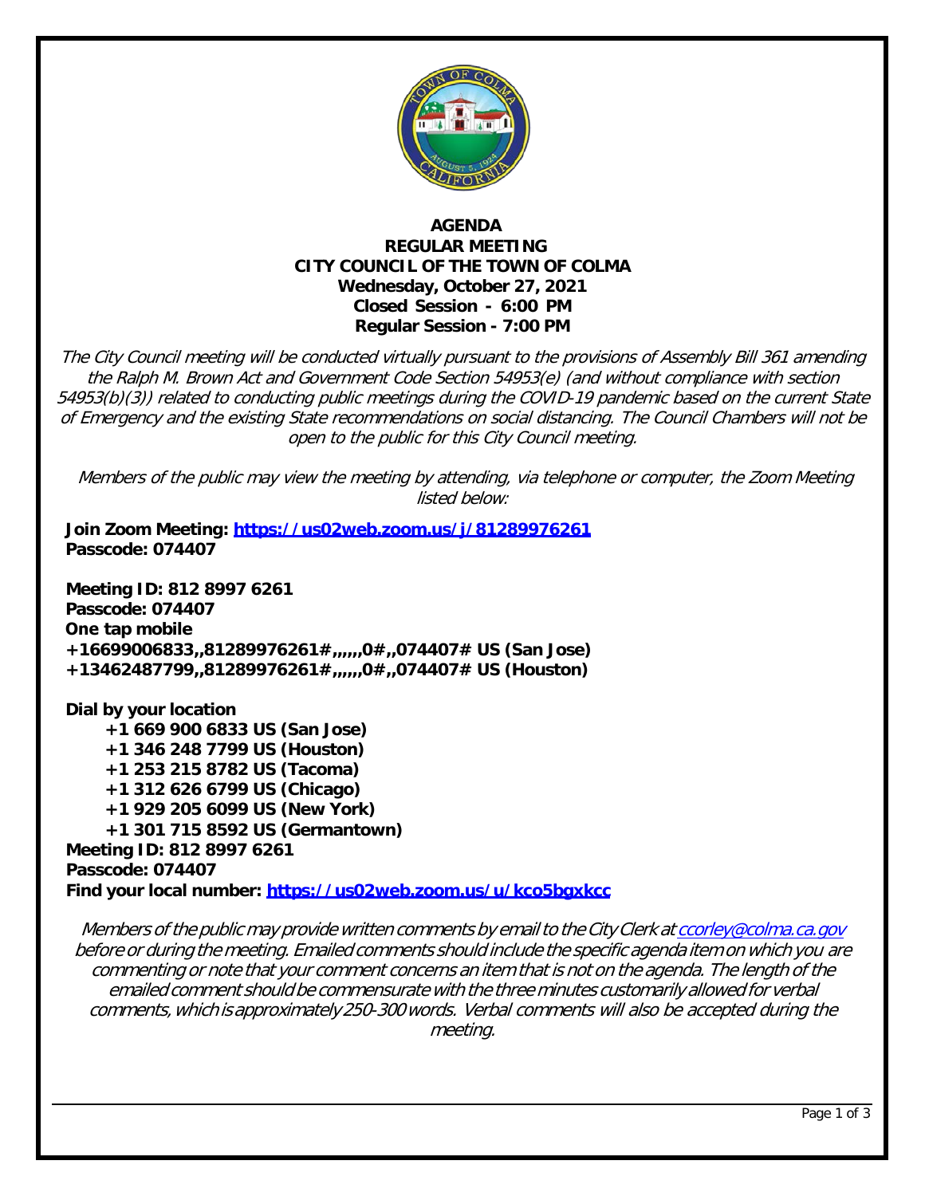**AGENDA**
**REGULAR MEETING**
**CITY COUNCIL OF THE TOWN OF COLMA**
**Wednesday, October 27, 2021**
**Closed Session - 6:00 PM**
**Regular Session - 7:00 PM**

*The City Council meeting will be conducted virtually pursuant to the provisions of Assembly Bill 361 amending the Ralph M. Brown Act and Government Code Section 54953(e) (and without compliance with section 54953(b)(3)) related to conducting public meetings during the COVID-19 pandemic based on the current State of Emergency and the existing State recommendations on social distancing. The Council Chambers will not be open to the public for this City Council meeting.*

*Members of the public may view the meeting by attending, via telephone or computer, the Zoom Meeting listed below:*

**Join Zoom Meeting: https://us02web.zoom.us/j/81289976261**
**Passcode: 074407**

**Meeting ID: 812 8997 6261**
**Passcode: 074407**
**One tap mobile**
**+16699006833,,81289976261#,,,,,,0#,,074407# US (San Jose)**
**+13462487799,,81289976261#,,,,,,0#,,074407# US (Houston)**

**Dial by your location**
**+1 669 900 6833 US (San Jose)**
**+1 346 248 7799 US (Houston)**
**+1 253 215 8782 US (Tacoma)**
**+1 312 626 6799 US (Chicago)**
**+1 929 205 6099 US (New York)**
**+1 301 715 8592 US (Germantown)**
**Meeting ID: 812 8997 6261**
**Passcode: 074407**
**Find your local number: https://us02web.zoom.us/u/kco5bgxkcc**

*Members of the public may provide written comments by email to the City Clerk at ccorley@colma.ca.gov before or during the meeting. Emailed comments should include the specific agenda item on which you are commenting or note that your comment concerns an item that is not on the agenda. The length of the emailed comment should be commensurate with the three minutes customarily allowed for verbal comments, which is approximately 250-300 words. Verbal comments will also be accepted during the meeting.*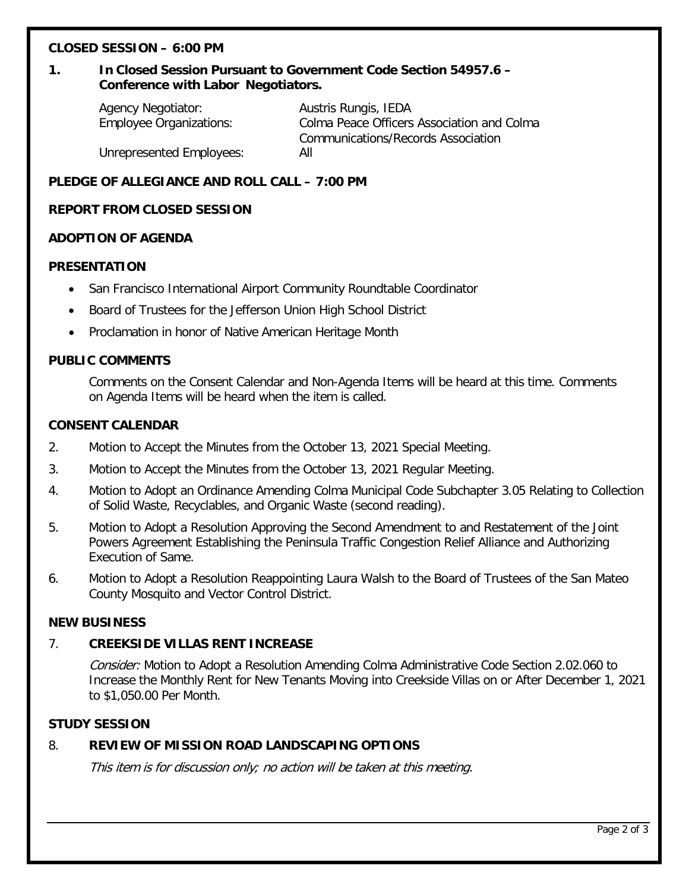**CLOSED SESSION – 6:00 PM**

**1. In Closed Session Pursuant to Government Code Section 54957.6 – Conference with Labor Negotiators.**

| | |
|---|---|
| Agency Negotiator: | Austris Rungis, IEDA |
| Employee Organizations: | Colma Peace Officers Association and Colma Communications/Records Association |
| Unrepresented Employees: | All |

**PLEDGE OF ALLEGIANCE AND ROLL CALL – 7:00 PM**

**REPORT FROM CLOSED SESSION**

**ADOPTION OF AGENDA**

**PRESENTATION**

- San Francisco International Airport Community Roundtable Coordinator
- Board of Trustees for the Jefferson Union High School District
- Proclamation in honor of Native American Heritage Month

**PUBLIC COMMENTS**

Comments on the Consent Calendar and Non-Agenda Items will be heard at this time. Comments on Agenda Items will be heard when the item is called.

**CONSENT CALENDAR**

2. Motion to Accept the Minutes from the October 13, 2021 Special Meeting.
3. Motion to Accept the Minutes from the October 13, 2021 Regular Meeting.
4. Motion to Adopt an Ordinance Amending Colma Municipal Code Subchapter 3.05 Relating to Collection of Solid Waste, Recyclables, and Organic Waste (second reading).
5. Motion to Adopt a Resolution Approving the Second Amendment to and Restatement of the Joint Powers Agreement Establishing the Peninsula Traffic Congestion Relief Alliance and Authorizing Execution of Same.
6. Motion to Adopt a Resolution Reappointing Laura Walsh to the Board of Trustees of the San Mateo County Mosquito and Vector Control District.

**NEW BUSINESS**

7. **CREEKSIDE VILLAS RENT INCREASE**

   *Consider:* Motion to Adopt a Resolution Amending Colma Administrative Code Section 2.02.060 to Increase the Monthly Rent for New Tenants Moving into Creekside Villas on or After December 1, 2021 to $1,050.00 Per Month.

**STUDY SESSION**

8. **REVIEW OF MISSION ROAD LANDSCAPING OPTIONS**

   *This item is for discussion only; no action will be taken at this meeting.*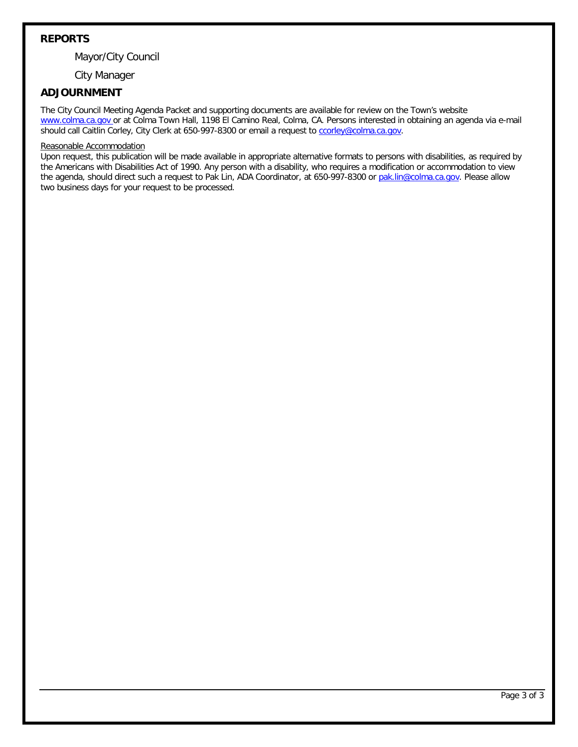## REPORTS

Mayor/City Council

City Manager

## ADJOURNMENT

The City Council Meeting Agenda Packet and supporting documents are available for review on the Town's website www.colma.ca.gov or at Colma Town Hall, 1198 El Camino Real, Colma, CA. Persons interested in obtaining an agenda via e-mail should call Caitlin Corley, City Clerk at 650-997-8300 or email a request to ccorley@colma.ca.gov.

Reasonable Accommodation

Upon request, this publication will be made available in appropriate alternative formats to persons with disabilities, as required by the Americans with Disabilities Act of 1990. Any person with a disability, who requires a modification or accommodation to view the agenda, should direct such a request to Pak Lin, ADA Coordinator, at 650-997-8300 or pak.lin@colma.ca.gov. Please allow two business days for your request to be processed.